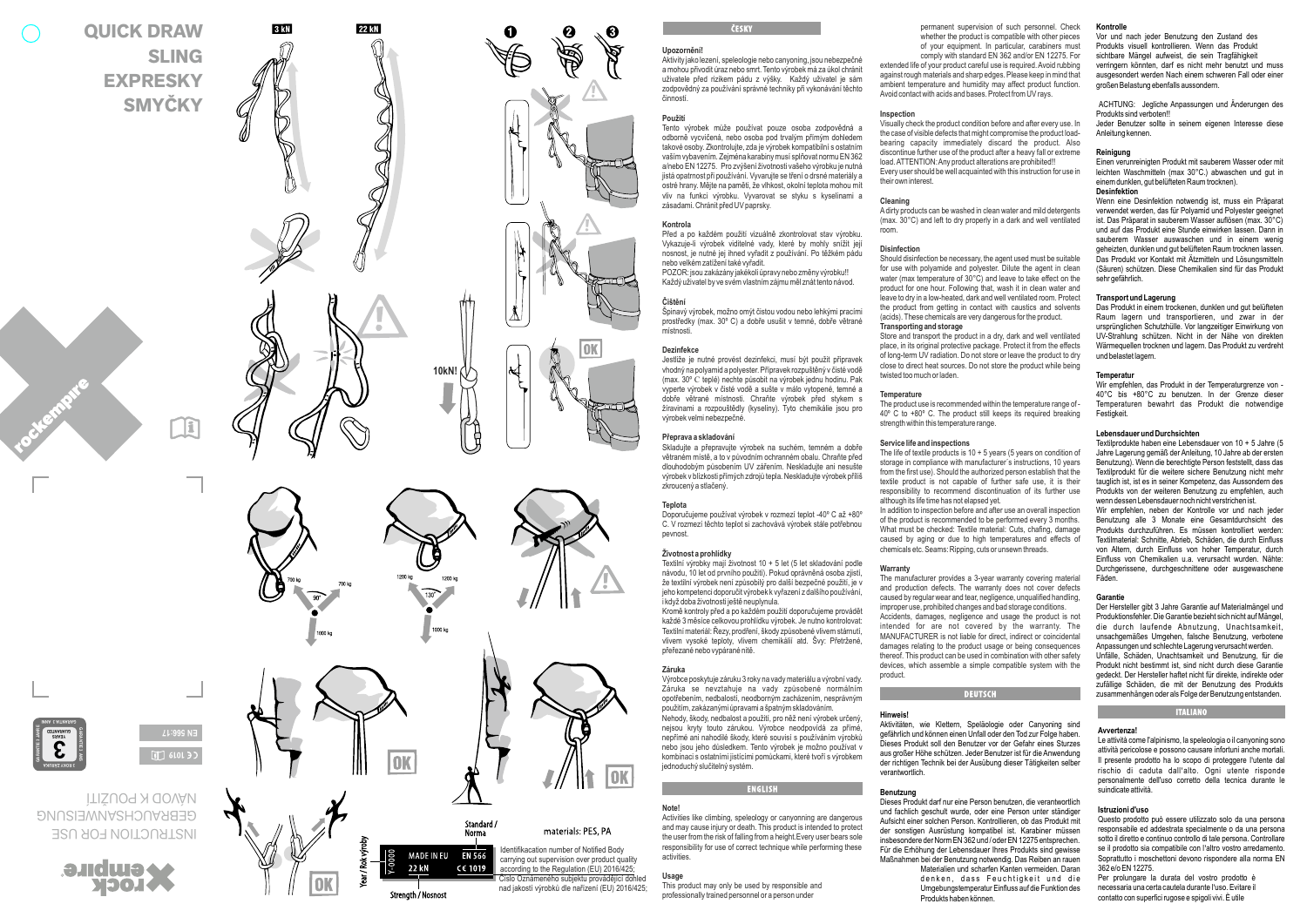# QUICK DRAW
# SLING
# EXPRESKY
# SMYČKY

INSTRUCTION FOR USE
GEBRAUCHSANWEISUNG
NÁVOD K POUŽITÍ

EN 566:17

CE 1019

3 kN

22 kN

10kN!

OK

Standard / Norma

materials: PES, PA

Year / Rok výroby

MADE IN EU | EN 566
22 kN | CE 1019

Strength / Nosnost

Identifikation number of Notified Body carrying out supervision over product quality according to the Regulation (EU) 2016/425; Číslo Oznámeného subjektu provádějící dohled nad jakostí výrobků dle nařízení (EU) 2016/425;

## ČESKY

**Upozornění!**

Aktivity jako lezení, speleologie nebo canyoning, jsou nebezpečné a mohou přivodit úraz nebo smrt. Tento výrobek má za úkol chránit uživatele před rizikem pádu z výšky. Každý uživatel je sám zodpovědný za používání správné techniky při vykonávání těchto činností.

**Použití**

Tento výrobek může používat pouze osoba zodpovědná a odborně vycvičená, nebo osoba pod trvalým přímým dohledem takové osoby. Zkontrolujte, zda je výrobek kompatibilní s ostatním vaším vybavením. Zejména karabiny musí splňovat normu EN 362 a/nebo EN 12275. Pro zvýšení životnosti vašeho výrobku je nutná jistá opatrnost při používání. Vyvarujte se tření o drsné materiály a ostré hrany. Mějte na paměti, že vlhkost, okolní teplota mohou mít vliv na funkci výrobku. Vyvarovat se styku s kyselinami a zásadami. Chránit před UV paprsky.

**Kontrola**

Před a po každém použití vizuálně zkontrolovat stav výrobku. Vykazuje-li výrobek viditelné vady, které by mohly snížit jeji nosnost, je nutné jej ihned vyřadit z používání. Po těžkém pádu nebo velkém zatížení také vyřadit.
POZOR: jsou zakázány jakékoli úpravy nebo změny výrobku!!
Každý uživatel by ve svém vlastním zájmu měl znát tento návod.

**Čištění**

Špinavý výrobek, možno omýt čistou vodou nebo lehkými pracími prostředky (max. 30° C) a dobře usušit v temné, dobře větrané místnosti.

**Dezinfekce**

Jestliže je nutné provést dezinfekci, musí být použit přípravek vhodný na polyamid a polyester. Přípravek rozpuštěný v čisté vodě (max. 30° C teplé) nechte působit na výrobek jednu hodinu. Pak vyperte výrobek v čisté vodě a sušte v málo vytopené, temné a dobře větrané místnosti. Chraňte výrobek před stykem s žíravinami a rozpouštědly (kyseliny). Tyto chemikálie jsou pro výrobek velmi nebezpečné.

**Přeprava a skladování**

Skladujte a přepravujte výrobek na suchém, temném a dobře větraném místě, a to v původním ochranném obalu. Chraňte před dlouhodobým působením UV zářením. Neskladujte ani nesušte výrobek v blízkosti přímých zdrojů tepla. Neskladujte výrobek příliš zkroucený a stlačený.

**Teplota**

Doporučujeme používat výrobek v rozmezí teplot -40° C až +80° C. V rozmezí těchto teplot si zachovává výrobek stále potřebnou pevnost.

**Životnost a prohlídky**

Textilní výrobky mají životnost 10 + 5 let (5 let skladování podle návodu, 10 let od prvního použití). Pokud oprávněná osoba zjistí, že textilní výrobek není způsobilý pro další bezpečné použití, je v jeho kompetenci doporučit výrobek k vyřazení z dalšího používání, i když doba životnosti ještě neuplynula.
Kromě kontroly před a po každém použití doporučujeme provádět každé 3 měsíce celkovou prohlídku výrobek. Je nutno kontrolovat: Textilní materiál: Řezy, prodření, škody způsobené vlivem stárnutí, vlivem vysoké teploty, vlivem chemikálií atd. Švy: Přetržené, přeřezané nebo vypárané nitě.

**Záruka**

Výrobce poskytuje záruku 3 roky na vady materiálu a výrobní vady. Záruka se nevztahuje na vady způsobené normálním opotřebením, nedbalostí, neodborným zacházením, nesprávným použitím, zakázanými úpravami a špatným skladováním.
Nehody, škody, nedbalost a použití, pro něž není výrobek určený, nejsou kryty touto zárukou. Výrobce neodpovídá za přímé, nepřímé ani nahodilé škody, které souvisí s používáním výrobků nebo jsou jeho důsledkem. Tento výrobek je možno používat v kombinaci s ostatními jisticími pomůckami, které tvoří s výrobkem jednoduchý slučitelný systém.

## ENGLISH

**Note!**

Activities like climbing, speleology or canyonning are dangerous and may cause injury or death. This product is intended to protect the user from the risk of falling from a height.Every user bears sole responsibility for use of correct technique while performing these activities.

**Usage**

This product may only be used by responsible and professionally trained personnel or a person under permanent supervision of such personnel. Check whether the product is compatible with other pieces of your equipment. In particular, carabiners must comply with standard EN 362 and/or EN 12275. For extended life of your product careful use is required. Avoid rubbing against rough materials and sharp edges. Please keep in mind that ambient temperature and humidity may affect product function. Avoid contact with acids and bases. Protect from UV rays.

**Inspection**

Visually check the product condition before and after every use. In the case of visible defects that might compromise the product load-bearing capacity immediately discard the product. Also discontinue further use of the product after a heavy fall or extreme load. ATTENTION: Any product alterations are prohibited!!
Every user should be well acquainted with this instruction for use in their own interest.

**Cleaning**

A dirty products can be washed in clean water and mild detergents (max. 30°C) and left to dry properly in a dark and well ventilated room.

**Disinfection**

Should disinfection be necessary, the agent used must be suitable for use with polyamide and polyester. Dilute the agent in clean water (max temperature of 30°C) and leave to take effect on the product for one hour. Following that, wash it in clean water and leave to dry in a low-heated, dark and well ventilated room. Protect the product from getting in contact with caustics and solvents (acids). These chemicals are very dangerous for the product.

**Transporting and storage**

Store and transport the product in a dry, dark and well ventilated place, in its original protective package. Protect it from the effects of long-term UV radiation. Do not store or leave the product to dry close to direct heat sources. Do not store the product while being twisted too much or laden.

**Temperature**

The product use is recommended within the temperature range of -40° C to +80° C. The product still keeps its required breaking strength within this temperature range.

**Service life and inspections**

The life of textile products is 10 + 5 years (5 years on condition of storage in compliance with manufacturer´s instructions, 10 years from the first use). Should the authorized person establish that the textile product is not capable of further safe use, it is their responsibility to recommend discontinuation of its further use although its life time has not elapsed yet.
In addition to inspection before and after use an overall inspection of the product is recommended to be performed every 3 months. What must be checked: Textile material: Cuts, chafing, damage caused by aging or due to high temperatures and effects of chemicals etc. Seams: Ripping, cuts or unsewn threads.

**Warranty**

The manufacturer provides a 3-year warranty covering material and production defects. The warranty does not cover defects caused by regular wear and tear, negligence, unqualified handling, improper use, prohibited changes and bad storage conditions.
Accidents, damages, negligence and usage the product is not intended for are not covered by the warranty. The MANUFACTURER is not liable for direct, indirect or coincidental damages relating to the product usage or being consequences thereof. This product can be used in combination with other safety devices, which assemble a simple compatible system with the product.

## DEUTSCH

**Hinweis!**

Aktivitäten, wie Klettern, Speläologie oder Canyoning sind gefährlich und können einen Unfall oder den Tod zur Folge haben. Dieses Produkt soll den Benutzer vor der Gefahr eines Sturzes aus großer Höhe schützen. Jeder Benutzer ist für die Anwendung der richtigen Technik bei der Ausübung dieser Tätigkeiten selber verantwortlich.

**Benutzung**

Dieses Produkt darf nur eine Person benutzen, die verantwortlich und fachlich geschult wurde, oder eine Person unter ständiger Aufsicht einer solchen Person. Kontrollieren, ob das Produkt mit der sonstigen Ausrüstung kompatibel ist. Karabiner müssen insbesondere der Norm EN 362 und / oder EN 12275 entsprechen. Für die Erhöhung der Lebensdauer Ihres Produkts sind gewisse Maßnahmen bei der Benutzung notwendig. Das Reiben an rauen Materialien und scharfen Kanten vermeiden. Daran denken, dass Feuchtigkeit und die Umgebungstemperatur Einfluss auf die Funktion des Produkts haben können.

**Kontrolle**

Vor und nach jeder Benutzung den Zustand des Produkts visuell kontrollieren. Wenn das Produkt sichtbare Mängel aufweist, die sein Tragfähigkeit verringern könnten, darf es nicht mehr benutzt und muss ausgesondert werden Nach einem schweren Fall oder einer großen Belastung ebenfalls aussondern.

ACHTUNG: Jegliche Anpassungen und Änderungen des Produkts sind verboten!!
Jeder Benutzer sollte in seinem eigenen Interesse diese Anleitung kennen.

**Reinigung**

Einen verunreinigten Produkt mit sauberem Wasser oder mit leichten Waschmitteln (max 30°C.) abwaschen und gut in einem dunklen, gut belüfteten Raum trocknen).

**Desinfektion**

Wenn eine Desinfektion notwendig ist, muss ein Präparat verwendet werden, das für Polyamid und Polyester geeignet ist. Das Präparat in sauberem Wasser auflösen (max. 30°C) und auf das Produkt eine Stunde einwirken lassen. Dann in sauberem Wasser auswaschen und in einem wenig geheizten, dunklen und gut belüfteten Raum trocknen lassen. Das Produkt vor Kontakt mit Ätzmitteln und Lösungsmitteln (Säuren) schützen. Diese Chemikalien sind für das Produkt sehr gefährlich.

**Transport und Lagerung**

Das Produkt in einem trockenen, dunklen und gut belüfteten Raum lagern und transportieren, und zwar in der ursprünglichen Schutzhülle. Vor langzeitiger Einwirkung von UV-Strahlung schützen. Nicht in der Nähe von direkten Wärmequellen trocknen und lagern. Das Produkt zu verdreht und belastet lagern.

**Temperatur**

Wir empfehlen, das Produkt in der Temperaturgrenze von -40°C bis +80°C zu benutzen. In der Grenze dieser Temperaturen bewahrt das Produkt die notwendige Festigkeit.

**Lebensdauer und Durchsichten**

Textilprodukte haben eine Lebensdauer von 10 + 5 Jahre (5 Jahre Lagerung gemäß der Anleitung, 10 Jahre ab der ersten Benutzung). Wenn die berechtigte Person feststellt, dass das Textilprodukt für die weitere sichere Benutzung nicht mehr tauglich ist, ist es in seiner Kompetenz, das Aussondern des Produkts von der weiteren Benutzung zu empfehlen, auch wenn dessen Lebensdauer noch nicht verstrichen ist.
Wir empfehlen, neben der Kontrolle vor und nach jeder Benutzung alle 3 Monate eine Gesamtdurchsicht des Produkts durchzuführen. Es müssen kontrolliert werden: Textilmaterial: Schnitte, Abrieb, Schäden, die durch Einfluss von Altern, durch Einfluss von hoher Temperatur, durch Einfluss von Chemikalien u.a. verursacht wurden. Nähte: Durchgerissene, durchgeschnittene oder ausgewaschene Fäden.

**Garantie**

Der Hersteller gibt 3 Jahre Garantie auf Materialmängel und Produktionsfehler. Die Garantie bezieht sich nicht auf Mängel, die durch laufende Abnutzung, Unachtsamkeit, unsachgemäßes Umgehen, falsche Benutzung, verbotene Anpassungen und schlechte Lagerung verursacht werden.
Unfälle, Schäden, Unachtsamkeit und Benutzung, für die Produkt nicht bestimmt ist, sind nicht durch diese Garantie gedeckt. Der Hersteller haftet nicht für direkte, indirekte oder zufällige Schäden, die mit der Benutzung des Produkts zusammenhängen oder als Folge der Benutzung entstanden.

## ITALIANO

**Avvertenza!**

Le attività come l'alpinismo, la speleologia o il canyoning sono attività pericolose e possono causare infortuni anche mortali. Il presente prodotto ha lo scopo di proteggere l'utente dal rischio di caduta dall'alto. Ogni utente risponde personalmente dell'uso corretto della tecnica durante le suindicate attività.

**Istruzioni d'uso**

Questo prodotto può essere utilizzato solo da una persona responsabile ed addestrata specialmente o da una persona sotto il diretto e continuo controllo di tale persona. Controllare se il prodotto sia compatibile con l'altro vostro arredamento. Soprattutto i moschettoni devono rispondere alla norma EN 362 e/o EN 12275.
Per prolungare la durata del vostro prodotto è necessaria una certa cautela durante l'uso. Evitare il contatto con superfici rugose e spigoli vivi. È utile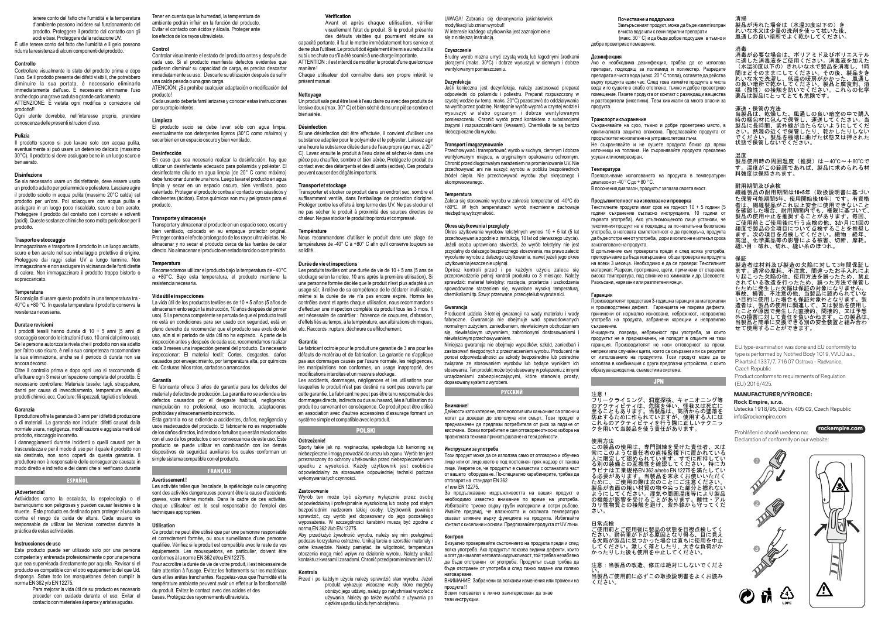tenere conto del fatto che l'umidità e la temperatura d'ambiente possono incidere sul funzionamento del prodotto. Proteggere il prodotto dal contatto con gli acidi e basi. Proteggere dalla radiazione UV.

È utile tenere conto del fatto che l'umidità e il gelo possono ridurre la resistenza di alcuni componenti del prodotto.

**Controllo**

Controllare visualmente lo stato del prodotto prima e dopo l'uso. Se il prodotto presenta dei difetti visibili, che potrebbero diminuire la sua portata, è necessario eliminarlo immediatamente dall'uso. È necessario eliminarne l'uso anche dopo una grave caduta o grande caricamento.

ATTENZIONE: È vietata ogni modifica o correzione del prodotto!!

Ogni utente dovrebbe, nell'interesse proprio, prendere conoscenza delle presenti istruzioni d'uso.

**Pulizia**

Il prodotto sporco si può lavare solo con acqua pulita, eventualmente si può usare un detersivo delicato (massimo 30°C). Il prodotto si deve asciugare bene in un luogo scuro e ben aerato.

**Disinfezione**

Se sia necessario usare un disinfettante, deve essere usato un prodotto adatto per poliammide e poliestere. Lasciare agire il prodotto sciolto in acqua pulita (massimo 20°C calda) sul prodotto per un'ora. Poi sciacquare con acqua pulita e asciugare in un luogo poco riscaldato, scuro e ben aerato. Proteggere il prodotto dal contatto con i corrosivi e solventi (acidi). Queste sostanze chimiche sono molto pericolose per il prodotto.

**Trasporto e stoccaggio**

Immagazzinare e trasportare il prodotto in un luogo asciutto, scuro e ben aerato nel suo imballaggio protettivo di origine. Proteggere dai raggi solari UV a lungo termine. Non immagazzinare e non asciugare in vicinanza delle fonti dirette di calore. Non immagazzinare il prodotto troppo bistorto o sopraccaricato.

**Temperatura**

Si consiglia di usare questo prodotto in una temperatura tra -40°C e +80 °C. In questa temperatura il prodotto conserva la resistenza necessaria.

**Durata e revisioni**

I prodotti tessili hanno durata di 10 + 5 anni (5 anni di stoccaggio secondo le istruzioni d'uso, 10 anni dal primo uso). Se la persona autorizzata rivela che il prodotto non sia adatto per l'altro uso sicuro, è nella sua competenza raccomandare la sua eliminazione, anche se il periodo di durata non sia ancora decorso.

Oltre il controllo prima e dopo ogni uso si raccomanda di effettuare ogni 3 mesi un'ispezione completa del prodotto. È necessario controllare: Materiale tessile: tagli, strappature, danni per causa di invecchiamento, temperature elevate, prodotti chimici, ecc. Cuciture: fili spezzati, tagliati o sfoderati.

**Garanzia**

Il produttore offre la garanzia di 3 anni per i difetti di produzione o di materiali. La garanzia non include: difetti causati dalla normale usura, negligenza, modificazioni e aggiustamenti del prodotto, stoccaggio incorretto.

I danneggiamenti durante incidenti o quelli causati per la trascuratezza e per il modo di uso per il quale il prodotto non sia destinato, non sono coperti da questa garanzia. Il produttore non è responsabile delle conseguenze causate in modo diretto e indiretto e dei danni che si verificano durante

## ESPAÑOL

**¡Advertencia!**

Actividades como la escalada, la espeleologia o el barranquismo son peligrosas y pueden causar lesiones o la muerte. Este producto es destinado para proteger al usuario contra el riesgo de caida de altura. Cada usuario es responsable de utilizar las técnicas correctas durante la práctica de estas actividades.

**Instrucciones de uso**

Este producto puede ser utilizado solo por una persona competente y entrenada profesionalmente o por una persona que sea supervisada directamente por aquella. Revisar si el producto es compatible con el otro equipamiento del que Ud. disponga. Sobre todo los mosquetones deben cumplir la norma EN 362 y/o EN 12275.

Para mejorar la vida útil de su producto es necesario proceder con cuidado durante el uso. Evitar el contacto con materiales ásperos y aristas agudas.

Tener en cuenta que la humedad, la temperatura de ambiente podrán influir en la función del producto. Evitar el contacto con ácidos y álcalis. Proteger ante los efectos de los rayos ultravioleta.

**Control**

Controlar visualmente el estado del producto antes y después de cada uso. Si el producto manifiesta defectos evidentes que pudieran disminuir su capacidad de carga, es preciso descartar inmediatamente su uso. Descarte su utilización después de sufrir una caída pesada o una gran carga.

ATENCIÓN: ¡Se prohibe cualquier adaptación o modificación del producto!

Cada usuario debería familiarizarse y conocer estas instrucciones por su propio interés.

**Limpieza**

El producto sucio se debe lavar sólo con agua limpia, eventualmente con detergentes ligeros (30°C como máximo) y secar bien en un espacio oscuro y bien ventilado.

**Desinfección**

En caso que sea necesario realizar la desinfección, hay que utilizar un desinfectante adecuado para poliamida y poliéster. El desinfectante diluido en agua limpia (de 20° C como máximo) debe funcionar durante una hora. Luego lavar el producto en agua limpia y secar en un espacio oscuro, bien ventilado, poco calentado. Proteger el producto contra el contacto con cáusticos y disolventes (ácidos). Estos químicos son muy peligrosos para el producto.

**Transporte y almacenaje**

Transportar y almacenar el producto en un espacio seco, oscuro y bien ventilado, colocado en su empaque protector original. Proteger contra el efecto prolongado de los rayos ultravioletas. No almacenar y no secar el producto cerca de las fuentes de calor directo. No almacenar el producto en estado torcido o comprimido.

**Temperatura**

Recomendamos utilizar el producto bajo la temperatura de - 40°C a +80°C. Bajo esta temperatura, el producto mantiene la resistencia necesaria.

**Vida útil e inspecciones**

La vida útil de los productos textiles es de 10 + 5 años (5 años de almacenamiento según la instrucción, 10 años después del primer uso). Si la persona competente se percata de que el producto textil no está en condiciones para ser usado con seguridad, está en pleno derecho de recomendar que el producto sea excluido del uso, aún si el periodo de vida útil no ha expirado. A parte de la inspección antes y después de cada uso, recomendamos realizar cada 3 meses una inspección general del producto. Es necesario inspeccionar: El material textil: Cortes, desgastes, daños causados por envejecimiento, por temperatura alta, por químicos etc. Costuras: hilos rotos, cortados o arrancados.

**Garantía**

El fabricante ofrece 3 años de garantía para los defectos del material y defectos de producción. La garantía no se extiende a los defectos causados por el desgaste habitual, negligencia, manipulación no profesional, uso incorrecto, adaptaciones prohibidas y almacenamiento incorrecto.

Esta garantía no se extiende a accidentes, daños, negligencia y usos inadecuados del producto. El fabricante no es responsable de los daños directos, indirectos o fortuitos que estén relacionados con el uso de los productos o son consecuencia de este uso. Este producto se puede utilizar en combinación con los demás dispositivos de seguridad auxiliares los cuales conforman un simple sistema compatible con el producto.

## FRANÇAIS

**Avertissement !**

Les activités telles que l'escalade, la spéléologie ou le canyoning sont des activités dangereuses pouvant être la cause d'accidents graves, voire même mortels. Dans le cadre de ces activités, chaque utilisateur est le seul responsable de l'emploi des techniques appropriées.

**Utilisation**

Ce produit ne peut être utilisé que par une personne responsable et correctement formée, ou sous surveillance d'une personne qualifiée. Vérifiez si le produit est compatible avec le reste de vos équipements. Les mousquetons, en particulier, doivent être conformes à la norme EN 362 et/ou EN 12275.

Pour accroître la durée de vie de votre produit, il est nécessaire de faire attention à l'usage. Evitez les frottements sur les matériaux durs et les arêtes tranchantes. Rappelez-vous que l'humidité et la température ambiante peuvent avoir un effet sur la fonctionnalité du produit. Evitez le contact avec des acides et des bases. Protégez des rayonnements ultraviolets.

**Vérification**

Avant et après chaque utilisation, vérifier visuellement l'état du produit. Si le produit présente des défauts visibles qui pourraient réduire sa capacité portante, il faut le mettre immédiatement hors service et ne ne plus l'utiliser. Le produit doit également être mis au rebut s'il a subi une chute ou s'il a été soumis à une charge importante.

ATTENTION : il est interdit de modifier le produit d'une quelconque manière !

Chaque utilisateur doit connaître dans son propre intérêt le présent manuel.

**Nettoyage**

Un produit sale peut être lavé à l'eau claire ou avec des produits de lessive doux (max. 30° C) et bien séché dans une pièce sombre et bien aérée.

**Désinfection**

Si une désinfection doit être effectuée, il convient d'utiliser une substance adaptée pour le polyamide et le polyester. Laissez agir une heure la substance diluée dans de l'eau propre (au max. à 20° C). Lavez ensuite le produit à l'eau claire et séchez-le dans une pièce peu chauffée, sombre et bien aérée. Protégez le produit du contact avec des détergents et des diluants (acides). Ces produits peuvent causer des dégâts importants.

**Transport et stockage**

Transporter et stocker ce produit dans un endroit sec, sombre et suffisamment ventilé, dans l'emballage de protection d'origine. Protéger contre les effets à long terme des UV. Ne pas stocker et ne pas sécher le produit à proximité des sources directes de chaleur. Ne pas stocker le produit trop tordu et compressé.

**Température**

Nous recommandons d'utiliser le produit dans une plage de températures de -40° C à +80° C afin qu'il conserve toujours sa solidité.

**Durée de vie et inspections**

Les produits textiles ont une durée de vie de 10 + 5 ans (5 ans de stockage selon la notice, 10 ans après la première utilisation). Si une personne formée décèle que le produit n'est plus adapté à un usage sûr, il relève de sa compétence de le déclarer inutilisable, même si la durée de vie n'a pas encore expiré. Hormis les contrôles avant et après chaque utilisation, nous recommandons d'effectuer une inspection complète du produit tous les 3 mois. Il est nécessaire de contrôler : l'absence de coupures, d'abrasion, d'effets liés au temps, à la température, aux altérations chimiques, etc. Raccords : rupture, déchirure ou effilochement.

**Garantie**

Le fabricant octroie pour le produit une garantie de 3 ans pour les défauts de matériau et de fabrication. La garantie ne s'applique pas aux dommages causés par l'usure normale, les négligences, les manipulations non conformes, un usage inapproprié, des modifications interdites et un mauvais stockage.

Les accidents, dommages, négligences et les utilisations pour lesquelles le produit n'est pas destiné ne sont pas couverts par cette garantie. Le fabricant ne peut pas être tenu responsable des dommages directs, indirects ou dus au hasard, liés à l'utilisation du produit ou survenant en conséquence. Ce produit peut être utilisé en association avec d'autres accessoires d'assurage formant un système simple et compatible avec le produit.

## POLSKI

**Ostrzeżenie!**

Sporty takie jak np. wspinaczka, speleologia lub kanioning są niebezpieczne i mogą prowadzić do urazu lub zgonu. Wyrób ten jest przeznaczony do ochrony użytkownika przed niebezpieczeństwem upadku z wysokości. Każdy użytkownik jest osobiście odpowiedzialny za stosowanie odpowiedniej techniki podczas wykonywania tych czynności.

**Zastosowanie**

Wyrób ten może być używany wyłącznie przez osobę odpowiedzialną i profesjonalnie wyszkoloną lub osobę pod stałym bezpośrednim nadzorem takiej osoby. Użytkownik powinien sprawdzić, czy wyrób jest dopasowany do jego pozostałego wyposażenia. W szczególności karabinki muszą być zgodne z normą EN 362 i/lub EN 12275.

Aby przedłużyć żywotność wyrobu, należy się nim posługiwać podczas korzystania ostrożnie. Unikaj tarcia o szorstkie materiały i ostre krawędzie. Należy pamiętać, że wilgotność, temperatura otoczenia mogą mieć wpływ na działanie wyrobu. Należy unikać kontaktu z kwasami i zasadami. Chronić przed promieniowaniem UV.

**Kontrola**

Przed i po każdym użyciu należy sprawdzić stan wyrobu. Jeżeli produkt wykazuje widoczne wady, które mogłyby obniżyć jego udźwig, należy go natychmiast wycofać z użytku. Należy go także wycofać z używania po ciężkim upadku lub dużym obciążeniu.

UWAGA! Zabrania się dokonywania jakichkolwiek modyfikacji lub zmian wyrobu!!

W interesie każdego użytkownika jest zaznajomienie się z niniejszą instrukcją.

**Czyszczenie**

Brudny wyrób można umyć czystą wodą lub łagodnymi środkami piorącymi (maks. 30ºC) i dobrze wysuszyć w ciemnym i dobrze wentylowanym pomieszczeniu.

**Dezynfekcja**

Jeśli konieczna jest dezynfekcja, należy zastosować preparat odpowiedni do poliamidu i poliestru. Preparat rozpuszczony w czystej wodzie (w temp. maks. 20°C) pozostawić do oddziaływania na wyrób przez godzinę. Następnie wyrób wypłukać w czystej wodzie i wysuszyć w słabo ogrzanym i dobrze wentylowanym pomieszczeniu. Chronić wyrób przed kontaktem z substancjami żrącymi i rozpuszczalnikami (kwasami). Chemikalia te są bardzo niebezpieczne dla wyrobu.

**Transport i magazynowanie**

Przechowywać i transportować wyrób w suchym, ciemnym i dobrze wentylowanym miejscu, w oryginalnym opakowaniu ochronnym. Chronić przed długotrwałym narażeniem na promieniowanie UV. Nie przechowywać ani nie suszyć wyrobu w pobliżu bezpośrednich źródeł ciepła. Nie przechowywać wyrobu zbyt skręconego i skompresowanego.

**Temperatura**

Zaleca się stosowanie wyrobu w zakresie temperatur od -40ºC do +80ºC. W tych temperaturach wyrób niezmiennie zachowuje niezbędną wytrzymałość.

**Okres użytkowania i przeglądy**

Okres użytkowania wyrobów tekstylnych wynosi 10 + 5 lat (5 lat przechowywania zgodnie z instrukcją, 10 lat od pierwszego użycia). Jeżeli osoba uprawniona stwierdzi, że wyrób tekstylny nie jest przydatny do dalszego bezpiecznego stosowania, ma prawo zalecić wycofanie wyrobu z dalszego użytkowania, nawet jeżeli jego okres użytkowania jeszcze nie upłynął.

Oprócz kontroli przed i po każdym użyciu zaleca się przeprowadzenie pełnej kontroli produktu co 3 miesiące. Należy sprawdzić: materiał tekstylny: rozcięcia, przetarcia i uszkodzenia spowodowane starzeniem się, wysokimi temperaturą, chemikaliami itp. Szwy: przerwane, przecięte lub wypruteści.

**Gwarancja**

Producent udziela 3-letniej gwarancji na wady materiału i wady fabryczne. Gwarancja nie obejmuje wad spowodowanych normalnym zużyciem, zaniedbaniem, niewłaściwym obchodzeniem się, niewłaściwym używaniem, zabronionymi dostosowaniami i niewłaściwym przechowywaniem.

Niniejsza gwarancja nie obejmuje wypadków, szkód, zaniedbań i zastosowań niezgodnych z przeznaczeniem wyrobu. Producent nie ponosi odpowiedzialności za szkody bezpośrednie lub pośrednie związane ze stosowaniem wyrobów lub będące wynikiem ich stosowania. Ten produkt może być stosowany w połączeniu z innymi urządzeniami zabezpieczającymi, które stanowią prosty, dopasowany system z wyrobem.

## РУССКИЙ

**Внимание!**

Дейности като катерене, спелеология или каньонинг са опасни и могат да доведат до злополука или смърт. Този продукт е предназначен да предпази потребителя от риск за падане от височина. Всеки потребител е сам отговорен относно избора на правилната техника при извършване на тези дейности.

**Инструкции за употреба**

Този продукт може да се използва само от отговорно и обучено лице или от лице,което е под постоянен пряк надзор от такова лице. Уверете се, че продуктът е съвместим с останалата част от вашето оборудване. По-специално карабинерите, трябва да отговарят на стандарт EN 362

и / или EN 12275.

За продължаване издръжливостта на вашия продукт е необходимо известно внимание по време на употреба. Избягвайте триене върху груби материали и остри ръбове. Имайте предвид, че влажността и околната температура оказват влияние върху функцията на продукта. Избягвайте контакт с киселини и основи. Предпазвайте продукта от UV лъчи.

**Контрол**

Визуално проверявайте състоянието на продукта преди и след всяка употреба. Ако продуктът показва видими дефекти, които могат да намалят неговата издръжливост, той трябва незабавно да бъде отстранен от употреба. Продуктът също трябва да бъде отстранен от употреба и след тежко падане или голямо натоварване.

ВНИМАНИЕ: Забранени са всякакви изменения или промени на продукта !!

Всеки ползвател е лично заинтересован да знае тези инструкции.

**Почистване и поддръжка**

Замърсеният продукт, може да бъде измит/изпран в чиста вода или с леки перилни препарати (макс. 30° C) и да бъде добре подсушен в тъмно и добре проветриво помещение.

**Дезинфекция**

Ако е необходима дезинфекция, трябва да се използва препарат, подходящ за полиамид и полиестер. Разредете препарата в чиста вода (макс. 20° C топла), оставете да действа върху продукта един час. След това измийте продукта в чиста вода и го сушете в слабо отоплено, тъмно и добре проветриво помещение. Пазете продукта от контакт с разяждащи вещества и разтворители (киселини). Тези химикали са много опасни за продукта.

**Транспорт и съхранение**

Съхранявайте на сухо, тъмно и добре проветрено място, в оригиналната защитна опаковка. Предпазвайте продукта от продължително излагане на ултравиолетови лъчи.

Не съхранявайте и не сушете продукта близо до преки източници на топлина. Не съхранявайте продукта прекалено усукан или компресиран.

**Температура**

Препоръчваме използването на продукта в температурен диапазон от -40 ° С до + 80 ° С.

В посочения диапазон, продуктът запазва своята якост.

**Продължителност на използване и проверка**

Текстилните продукти имат срок на годност 10 + 5 години (5 години съхранение съгласно инструкциите, 10 години от първата употреба). Ако упълномощеното лице установи, че текстилния продукт не е подходящ за по-нататъчна безопасна употреба, в неговата компетентност е да препоръча, продукта да бъде отстранен от употреба, дори и когато не е изтекъл срока за използване на продукта.

В допълнение към проверката преди и след всяка употреба, препоръчваме да бъде извършвана обща проверка на продукта на всеки 3 месеца. Необходимо е да се провери: Текстилният материал: Разрези, протриване, щети, причинени от стареене, висока температура, под влияние на химикали и др. Шевовете: Разкъсани, нарязани или разплетени конци.

**Гаранция**

Производителят предоставя 3-годишна гаранция за материални и производствени дефекти. Гаранцията не покрива дефекти, причинени от нормално износване, небрежност, неправилна употреба на продукта, забранени корекции и неправилно съхранение.

Инциденти, повреди, небрежност при употреба, за които продуктът не е предназначен, не попадат в опциите на тази гаранция. Производителят не носи отговорност за преки, непреки или случайни щети, които са свързани или са резултат от използването на продуктите. Този продукт може да се използва в комбинация с други предпазни устройства, с които образува едноделна, съвместима система.

## JPN

注意！

フリークライミング、洞窟探検、キャニオニング等のアクティビティは、危険を伴い、怪我又は死亡に至ることもあります。当製品は、高所からの墜落を防止するために作られていますが、使用する人にはこれらのアクティビティを行う際に正しいテクニックを用いて当製品を使う責任があります。

使用方法

この製品の使用は、専門訓練を受けた責任者、又は常にこのような責任者の直接監視下に置かれている人に限定して認められています。すでに所持している別の装備との互換性を確認してください。特にカラビナは工業規格EN 362 a/nebo EN 12275を満たしている必要があります。当製品を末永くお使いいただくために、ご使用の際は次のことにご注意ください。製品が表面の粗い材質の物や尖った部分と擦れないようにしてください。湿気や周囲温度等により製品の機能が影響を受けることがあります。酸性・アルカリ性物質との接触を避け、紫外線から守ってください。

日常点検

ご使用前とご使用後に製品の状態を目視点検してください。耐荷重が下がる原因となり得る、目に見える欠陥が製品に見つかった場合は直ちに使用を中止してください。激しく落としたり、大きな負荷がかかったりした後も使用を中止してください。

注意：当製品の改造、修正は絶対にしないでください。

当製品ご使用前に必ずこの取扱説明書をよくお読みください。

清掃

製品が汚れた場合は（水温30度以下の）きれいな水又は少量の洗剤を使って拭いた後、風通しの良い暗所でよく乾かしてください。

消毒

消毒が必要な場合は、ポリアミド及びポリエステルに適した消毒液をご使用ください。消毒液を加えた（水温30度以下の）きれいな水で製品を消毒し、1時間ほどそのままにしてください。その後、製品をきれいな水で洗浄し、低温の暖房がかかった、風通しの良い暗所で乾かしてください。製品と腐食剤、溶媒（酸性）の接触を防いでください。これらの化学薬品は製品にとってとても危険です。

運送・保管の方法

当製品は、乾燥した、風通しの良い暗室の中で購入時の梱包材に包んで保管し、運送してください。当製品に長時間、紫外線が当たらないようにしてください。熱源の近くで保管したり、乾かしたりしないでください。製品を極端に曲げた状態又は押された状態で保管しないでください。

温度

製品使用時の周囲温度（推奨）は－40℃～＋80℃です。温度がこの範囲であれば、製品に求められる材料強度は保持されます。

耐用期間及び点検

繊維製品の耐用期間は**10+5年**（取扱説明書に基づいた保管可能期間5年、使用開始後**10年**）です。有資格者は、繊維製品がこれ以上安全に使用できないことを確認した場合、耐用期間内でも、権限に基づいて、製品の使用中止を推奨することがあります。毎回、ご使用前とご使用後に行う点検の他、3か月に1回の頻度で製品の全項目について点検することを推奨します。次の項目を点検してください。繊維：経年、高温、化学薬品等の影響による破害、切断、摩耗。縫い目：破れ、切れ、縫い糸のほつれ。

保証

製造者は材料及び製造の欠陥に対して3年間保証します。通常の摩耗、不注意、間違ったお手入れによって起こった欠陥の他、使用方法を誤ったため、禁止されている改造を行ったため、誤った方法で保管したために発生した欠陥は保証の対象になりません。事故、損害、不注意の他、当製品に認められていない目的に使用した場合も保証対象外となります。製造者は、製品の使用に関連して、又は製品を使用したことが原因で発生した直接的、間接的、又は予想外の損害に対して責任を負いかねます。この製品は、当製品と簡単に交換できる別の安全装置と組み合わせて使用することができます。

EU type-examination was done and EU conformity to type is performed by Notified Body 1019, VVUÚ a.s., Pikartská 1337/7, 716 07 Ostrava - Radvanice, Czech Republic

Product conforms to requirements of Regulation (EU) 2016/425.

**MANUFACTURER/VÝROBCE:**

**Rock Empire, s.r.o.**

Ústecká 1918/95, Děčín, 405 02, Czech Republic

info@rockempire.com

Prohlášení o shodě uvedeno na:

Declaration of conformity on our website:

rockempire.com

1

2

3

LDPE